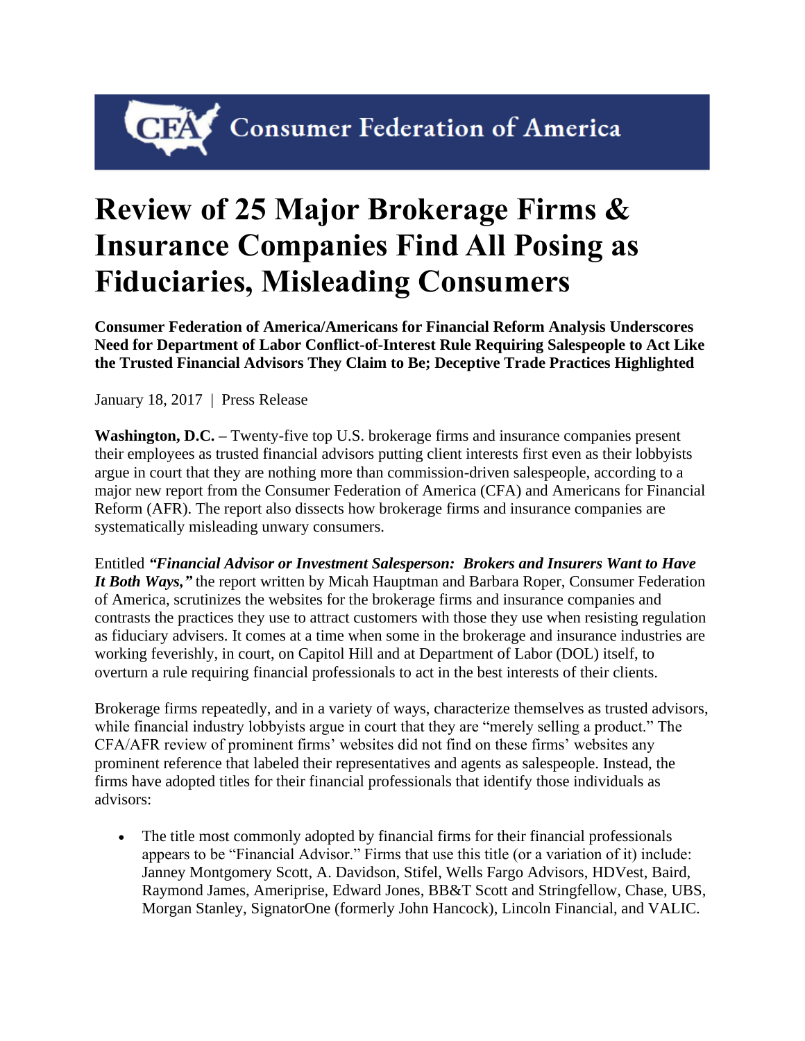Consumer Federation of America

# Review of 25 Major Brokerage Firms & Insurance Companies Find All Posing as Fiduciaries, Misleading Consumers

**Consumer Federation of America/Americans for Financial Reform Analysis Underscores Need for Department of Labor Conflict-of-Interest Rule Requiring Salespeople to Act Like the Trusted Financial Advisors They Claim to Be; Deceptive Trade Practices Highlighted**

January 18, 2017 | Press Release

**Washington, D.C. –** Twenty-five top U.S. brokerage firms and insurance companies present their employees as trusted financial advisors putting client interests first even as their lobbyists argue in court that they are nothing more than commission-driven salespeople, according to a major new report from the Consumer Federation of America (CFA) and Americans for Financial Reform (AFR). The report also dissects how brokerage firms and insurance companies are systematically misleading unwary consumers.

Entitled ***"Financial Advisor or Investment Salesperson: Brokers and Insurers Want to Have It Both Ways,"*** the report written by Micah Hauptman and Barbara Roper, Consumer Federation of America, scrutinizes the websites for the brokerage firms and insurance companies and contrasts the practices they use to attract customers with those they use when resisting regulation as fiduciary advisers. It comes at a time when some in the brokerage and insurance industries are working feverishly, in court, on Capitol Hill and at Department of Labor (DOL) itself, to overturn a rule requiring financial professionals to act in the best interests of their clients.

Brokerage firms repeatedly, and in a variety of ways, characterize themselves as trusted advisors, while financial industry lobbyists argue in court that they are "merely selling a product." The CFA/AFR review of prominent firms' websites did not find on these firms' websites any prominent reference that labeled their representatives and agents as salespeople. Instead, the firms have adopted titles for their financial professionals that identify those individuals as advisors:

- The title most commonly adopted by financial firms for their financial professionals appears to be "Financial Advisor." Firms that use this title (or a variation of it) include: Janney Montgomery Scott, A. Davidson, Stifel, Wells Fargo Advisors, HDVest, Baird, Raymond James, Ameriprise, Edward Jones, BB&T Scott and Stringfellow, Chase, UBS, Morgan Stanley, SignatorOne (formerly John Hancock), Lincoln Financial, and VALIC.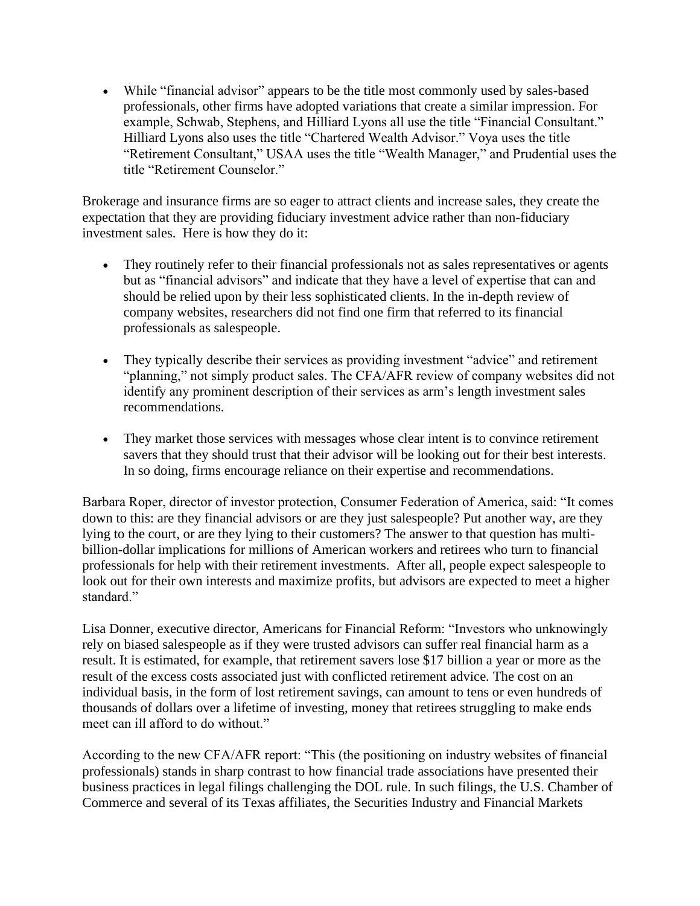- While "financial advisor" appears to be the title most commonly used by sales-based professionals, other firms have adopted variations that create a similar impression. For example, Schwab, Stephens, and Hilliard Lyons all use the title "Financial Consultant." Hilliard Lyons also uses the title "Chartered Wealth Advisor." Voya uses the title "Retirement Consultant," USAA uses the title "Wealth Manager," and Prudential uses the title "Retirement Counselor."

Brokerage and insurance firms are so eager to attract clients and increase sales, they create the expectation that they are providing fiduciary investment advice rather than non-fiduciary investment sales. Here is how they do it:

- They routinely refer to their financial professionals not as sales representatives or agents but as "financial advisors" and indicate that they have a level of expertise that can and should be relied upon by their less sophisticated clients. In the in-depth review of company websites, researchers did not find one firm that referred to its financial professionals as salespeople.

- They typically describe their services as providing investment "advice" and retirement "planning," not simply product sales. The CFA/AFR review of company websites did not identify any prominent description of their services as arm's length investment sales recommendations.

- They market those services with messages whose clear intent is to convince retirement savers that they should trust that their advisor will be looking out for their best interests. In so doing, firms encourage reliance on their expertise and recommendations.

Barbara Roper, director of investor protection, Consumer Federation of America, said: "It comes down to this: are they financial advisors or are they just salespeople? Put another way, are they lying to the court, or are they lying to their customers? The answer to that question has multi-billion-dollar implications for millions of American workers and retirees who turn to financial professionals for help with their retirement investments. After all, people expect salespeople to look out for their own interests and maximize profits, but advisors are expected to meet a higher standard."

Lisa Donner, executive director, Americans for Financial Reform: "Investors who unknowingly rely on biased salespeople as if they were trusted advisors can suffer real financial harm as a result. It is estimated, for example, that retirement savers lose $17 billion a year or more as the result of the excess costs associated just with conflicted retirement advice. The cost on an individual basis, in the form of lost retirement savings, can amount to tens or even hundreds of thousands of dollars over a lifetime of investing, money that retirees struggling to make ends meet can ill afford to do without."

According to the new CFA/AFR report: "This (the positioning on industry websites of financial professionals) stands in sharp contrast to how financial trade associations have presented their business practices in legal filings challenging the DOL rule. In such filings, the U.S. Chamber of Commerce and several of its Texas affiliates, the Securities Industry and Financial Markets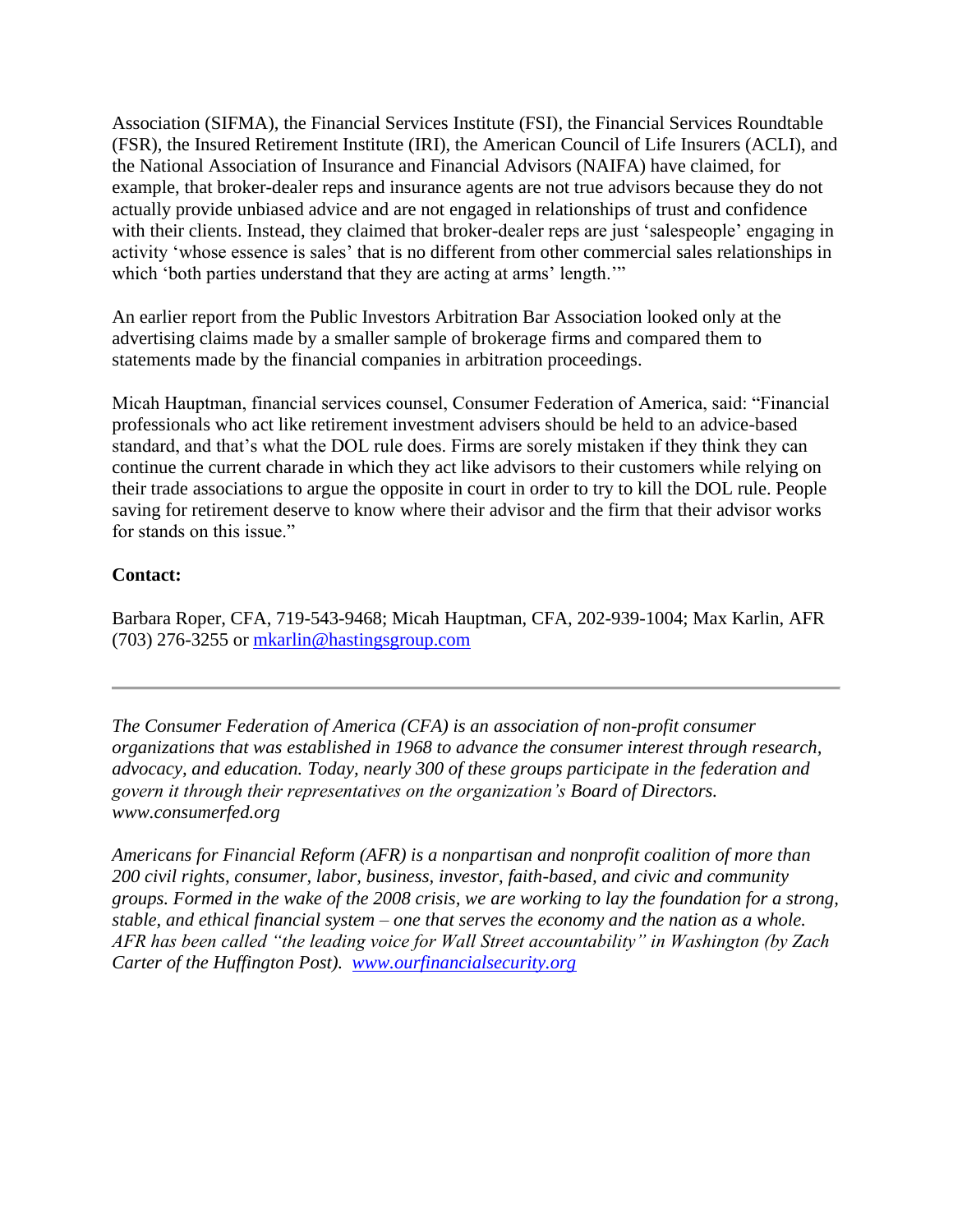Association (SIFMA), the Financial Services Institute (FSI), the Financial Services Roundtable (FSR), the Insured Retirement Institute (IRI), the American Council of Life Insurers (ACLI), and the National Association of Insurance and Financial Advisors (NAIFA) have claimed, for example, that broker-dealer reps and insurance agents are not true advisors because they do not actually provide unbiased advice and are not engaged in relationships of trust and confidence with their clients. Instead, they claimed that broker-dealer reps are just 'salespeople' engaging in activity 'whose essence is sales' that is no different from other commercial sales relationships in which 'both parties understand that they are acting at arms' length.'"

An earlier report from the Public Investors Arbitration Bar Association looked only at the advertising claims made by a smaller sample of brokerage firms and compared them to statements made by the financial companies in arbitration proceedings.

Micah Hauptman, financial services counsel, Consumer Federation of America, said: "Financial professionals who act like retirement investment advisers should be held to an advice-based standard, and that's what the DOL rule does. Firms are sorely mistaken if they think they can continue the current charade in which they act like advisors to their customers while relying on their trade associations to argue the opposite in court in order to try to kill the DOL rule. People saving for retirement deserve to know where their advisor and the firm that their advisor works for stands on this issue."

**Contact:**

Barbara Roper, CFA, 719-543-9468; Micah Hauptman, CFA, 202-939-1004; Max Karlin, AFR (703) 276-3255 or mkarlin@hastingsgroup.com

---

*The Consumer Federation of America (CFA) is an association of non-profit consumer organizations that was established in 1968 to advance the consumer interest through research, advocacy, and education. Today, nearly 300 of these groups participate in the federation and govern it through their representatives on the organization's Board of Directors. www.consumerfed.org*

*Americans for Financial Reform (AFR) is a nonpartisan and nonprofit coalition of more than 200 civil rights, consumer, labor, business, investor, faith-based, and civic and community groups. Formed in the wake of the 2008 crisis, we are working to lay the foundation for a strong, stable, and ethical financial system – one that serves the economy and the nation as a whole. AFR has been called "the leading voice for Wall Street accountability" in Washington (by Zach Carter of the Huffington Post). www.ourfinancialsecurity.org*